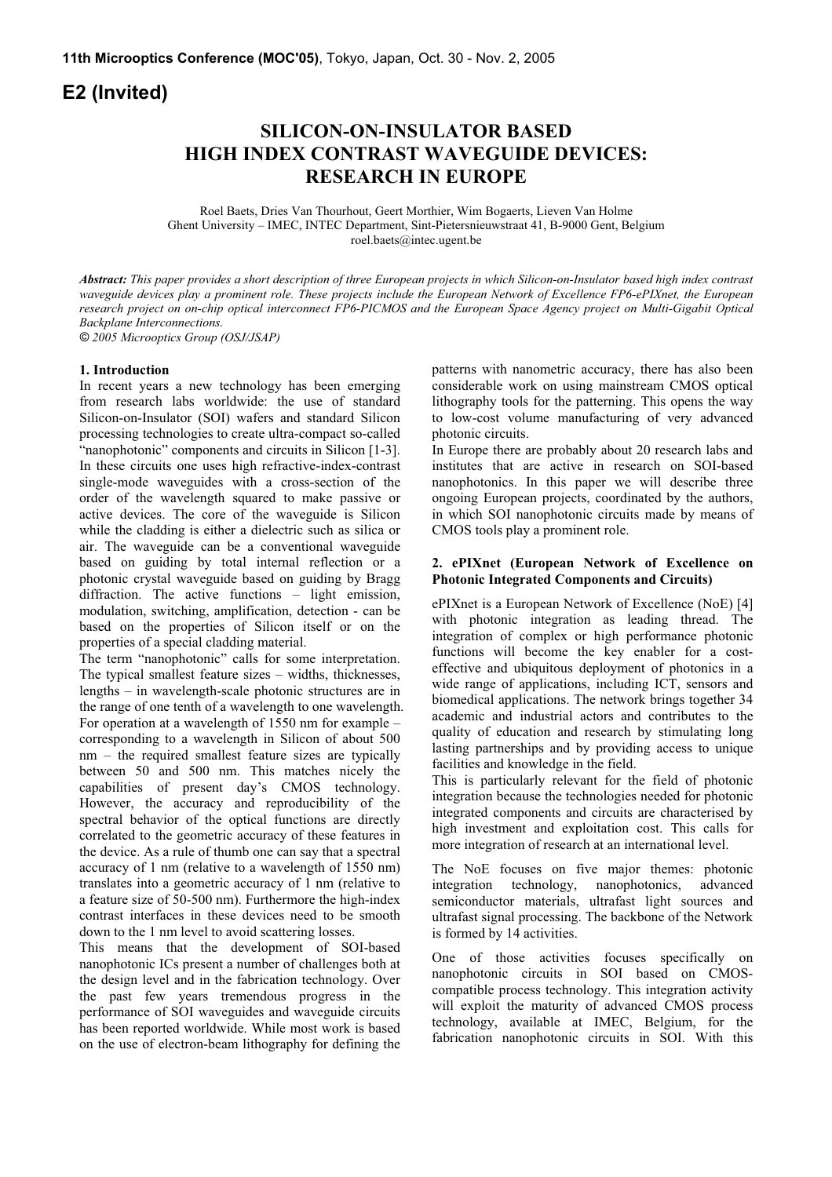# E2 (Invited)

# SILICON-ON-INSULATOR BASED HIGH INDEX CONTRAST WAVEGUIDE DEVICES: RESEARCH IN EUROPE

Roel Baets, Dries Van Thourhout, Geert Morthier, Wim Bogaerts, Lieven Van Holme
Ghent University – IMEC, INTEC Department, Sint-Pietersnieuwstraat 41, B-9000 Gent, Belgium
roel.baets@intec.ugent.be

***Abstract:*** *This paper provides a short description of three European projects in which Silicon-on-Insulator based high index contrast waveguide devices play a prominent role. These projects include the European Network of Excellence FP6-ePIXnet, the European research project on on-chip optical interconnect FP6-PICMOS and the European Space Agency project on Multi-Gigabit Optical Backplane Interconnections.*
© *2005 Microoptics Group (OSJ/JSAP)*

## 1. Introduction

In recent years a new technology has been emerging from research labs worldwide: the use of standard Silicon-on-Insulator (SOI) wafers and standard Silicon processing technologies to create ultra-compact so-called "nanophotonic" components and circuits in Silicon [1-3]. In these circuits one uses high refractive-index-contrast single-mode waveguides with a cross-section of the order of the wavelength squared to make passive or active devices. The core of the waveguide is Silicon while the cladding is either a dielectric such as silica or air. The waveguide can be a conventional waveguide based on guiding by total internal reflection or a photonic crystal waveguide based on guiding by Bragg diffraction. The active functions – light emission, modulation, switching, amplification, detection - can be based on the properties of Silicon itself or on the properties of a special cladding material.

The term "nanophotonic" calls for some interpretation. The typical smallest feature sizes – widths, thicknesses, lengths – in wavelength-scale photonic structures are in the range of one tenth of a wavelength to one wavelength. For operation at a wavelength of 1550 nm for example – corresponding to a wavelength in Silicon of about 500 nm – the required smallest feature sizes are typically between 50 and 500 nm. This matches nicely the capabilities of present day's CMOS technology. However, the accuracy and reproducibility of the spectral behavior of the optical functions are directly correlated to the geometric accuracy of these features in the device. As a rule of thumb one can say that a spectral accuracy of 1 nm (relative to a wavelength of 1550 nm) translates into a geometric accuracy of 1 nm (relative to a feature size of 50-500 nm). Furthermore the high-index contrast interfaces in these devices need to be smooth down to the 1 nm level to avoid scattering losses.

This means that the development of SOI-based nanophotonic ICs present a number of challenges both at the design level and in the fabrication technology. Over the past few years tremendous progress in the performance of SOI waveguides and waveguide circuits has been reported worldwide. While most work is based on the use of electron-beam lithography for defining the patterns with nanometric accuracy, there has also been considerable work on using mainstream CMOS optical lithography tools for the patterning. This opens the way to low-cost volume manufacturing of very advanced photonic circuits.

In Europe there are probably about 20 research labs and institutes that are active in research on SOI-based nanophotonics. In this paper we will describe three ongoing European projects, coordinated by the authors, in which SOI nanophotonic circuits made by means of CMOS tools play a prominent role.

## 2. ePIXnet (European Network of Excellence on Photonic Integrated Components and Circuits)

ePIXnet is a European Network of Excellence (NoE) [4] with photonic integration as leading thread. The integration of complex or high performance photonic functions will become the key enabler for a cost-effective and ubiquitous deployment of photonics in a wide range of applications, including ICT, sensors and biomedical applications. The network brings together 34 academic and industrial actors and contributes to the quality of education and research by stimulating long lasting partnerships and by providing access to unique facilities and knowledge in the field.

This is particularly relevant for the field of photonic integration because the technologies needed for photonic integrated components and circuits are characterised by high investment and exploitation cost. This calls for more integration of research at an international level.

The NoE focuses on five major themes: photonic integration technology, nanophotonics, advanced semiconductor materials, ultrafast light sources and ultrafast signal processing. The backbone of the Network is formed by 14 activities.

One of those activities focuses specifically on nanophotonic circuits in SOI based on CMOS-compatible process technology. This integration activity will exploit the maturity of advanced CMOS process technology, available at IMEC, Belgium, for the fabrication nanophotonic circuits in SOI. With this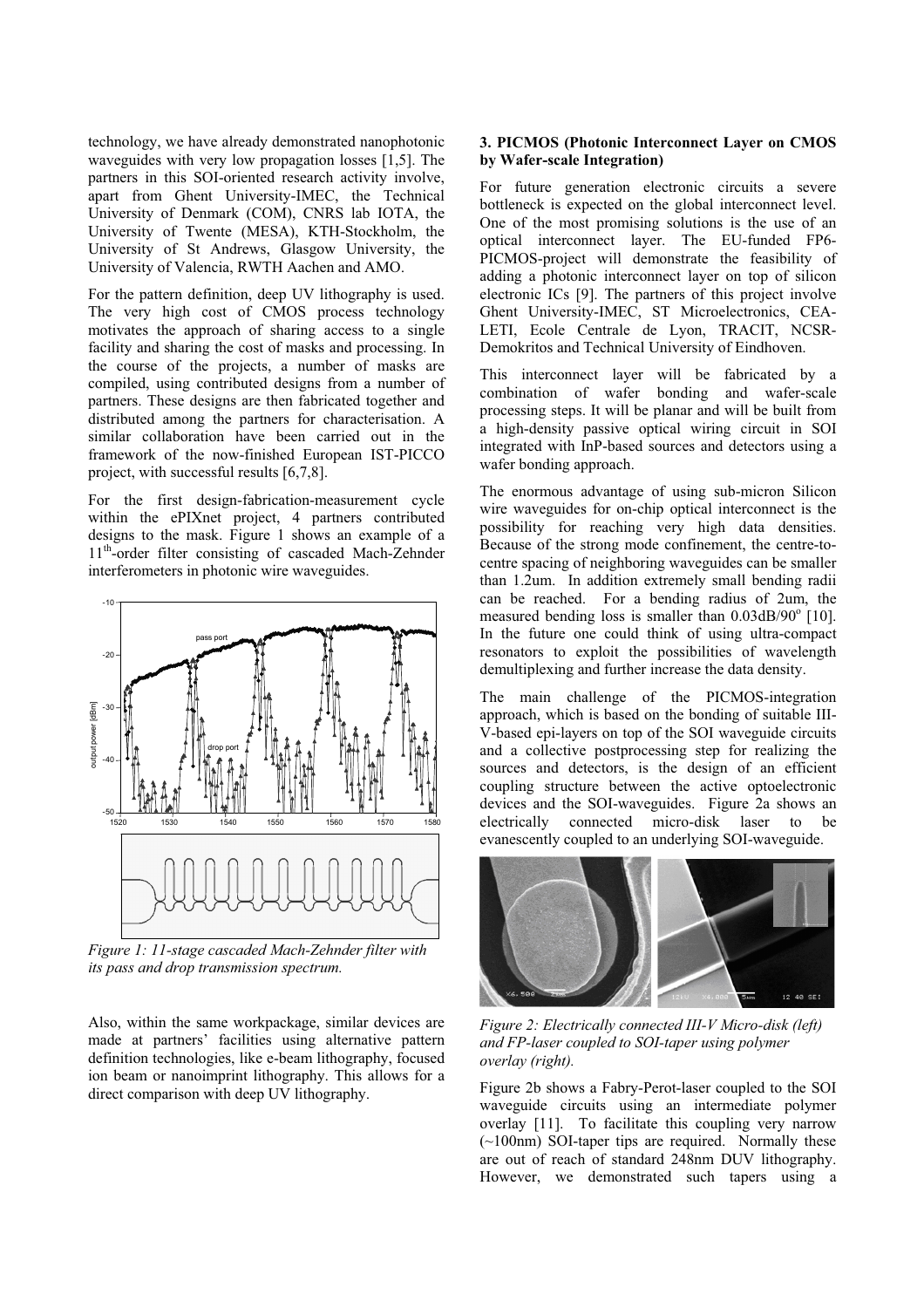technology, we have already demonstrated nanophotonic waveguides with very low propagation losses [1,5]. The partners in this SOI-oriented research activity involve, apart from Ghent University-IMEC, the Technical University of Denmark (COM), CNRS lab IOTA, the University of Twente (MESA), KTH-Stockholm, the University of St Andrews, Glasgow University, the University of Valencia, RWTH Aachen and AMO.

For the pattern definition, deep UV lithography is used. The very high cost of CMOS process technology motivates the approach of sharing access to a single facility and sharing the cost of masks and processing. In the course of the projects, a number of masks are compiled, using contributed designs from a number of partners. These designs are then fabricated together and distributed among the partners for characterisation. A similar collaboration have been carried out in the framework of the now-finished European IST-PICCO project, with successful results [6,7,8].

For the first design-fabrication-measurement cycle within the ePIXnet project, 4 partners contributed designs to the mask. Figure 1 shows an example of a 11[th]-order filter consisting of cascaded Mach-Zehnder interferometers in photonic wire waveguides.

*Figure 1: 11-stage cascaded Mach-Zehnder filter with its pass and drop transmission spectrum.*

Also, within the same workpackage, similar devices are made at partners' facilities using alternative pattern definition technologies, like e-beam lithography, focused ion beam or nanoimprint lithography. This allows for a direct comparison with deep UV lithography.

### 3. PICMOS (Photonic Interconnect Layer on CMOS by Wafer-scale Integration)

For future generation electronic circuits a severe bottleneck is expected on the global interconnect level. One of the most promising solutions is the use of an optical interconnect layer. The EU-funded FP6-PICMOS-project will demonstrate the feasibility of adding a photonic interconnect layer on top of silicon electronic ICs [9]. The partners of this project involve Ghent University-IMEC, ST Microelectronics, CEA-LETI, Ecole Centrale de Lyon, TRACIT, NCSR-Demokritos and Technical University of Eindhoven.

This interconnect layer will be fabricated by a combination of wafer bonding and wafer-scale processing steps. It will be planar and will be built from a high-density passive optical wiring circuit in SOI integrated with InP-based sources and detectors using a wafer bonding approach.

The enormous advantage of using sub-micron Silicon wire waveguides for on-chip optical interconnect is the possibility for reaching very high data densities. Because of the strong mode confinement, the centre-to-centre spacing of neighboring waveguides can be smaller than 1.2um. In addition extremely small bending radii can be reached. For a bending radius of 2um, the measured bending loss is smaller than 0.03dB/90$^o$ [10]. In the future one could think of using ultra-compact resonators to exploit the possibilities of wavelength demultiplexing and further increase the data density.

The main challenge of the PICMOS-integration approach, which is based on the bonding of suitable III-V-based epi-layers on top of the SOI waveguide circuits and a collective postprocessing step for realizing the sources and detectors, is the design of an efficient coupling structure between the active optoelectronic devices and the SOI-waveguides. Figure 2a shows an electrically connected micro-disk laser to be evanescently coupled to an underlying SOI-waveguide.

*Figure 2: Electrically connected III-V Micro-disk (left) and FP-laser coupled to SOI-taper using polymer overlay (right).*

Figure 2b shows a Fabry-Perot-laser coupled to the SOI waveguide circuits using an intermediate polymer overlay [11]. To facilitate this coupling very narrow (~100nm) SOI-taper tips are required. Normally these are out of reach of standard 248nm DUV lithography. However, we demonstrated such tapers using a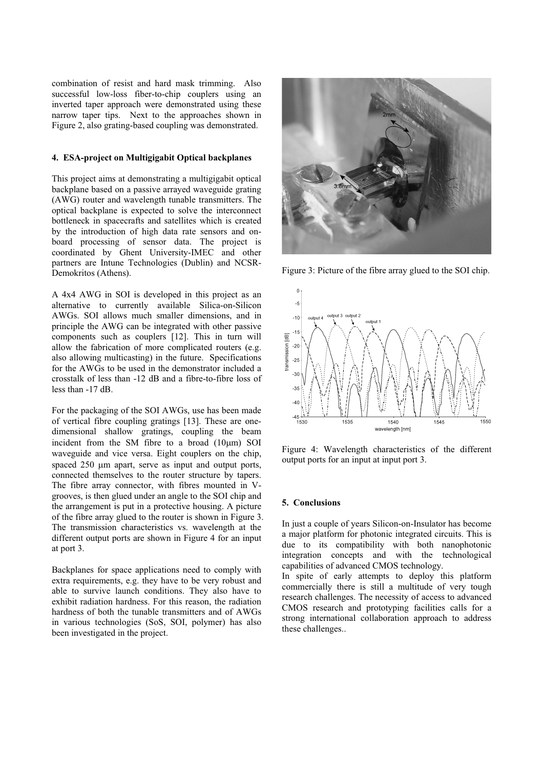combination of resist and hard mask trimming. Also successful low-loss fiber-to-chip couplers using an inverted taper approach were demonstrated using these narrow taper tips. Next to the approaches shown in Figure 2, also grating-based coupling was demonstrated.

### 4. ESA-project on Multigigabit Optical backplanes

This project aims at demonstrating a multigigabit optical backplane based on a passive arrayed waveguide grating (AWG) router and wavelength tunable transmitters. The optical backplane is expected to solve the interconnect bottleneck in spacecrafts and satellites which is created by the introduction of high data rate sensors and on-board processing of sensor data. The project is coordinated by Ghent University-IMEC and other partners are Intune Technologies (Dublin) and NCSR-Demokritos (Athens).

A 4x4 AWG in SOI is developed in this project as an alternative to currently available Silica-on-Silicon AWGs. SOI allows much smaller dimensions, and in principle the AWG can be integrated with other passive components such as couplers [12]. This in turn will allow the fabrication of more complicated routers (e.g. also allowing multicasting) in the future. Specifications for the AWGs to be used in the demonstrator included a crosstalk of less than -12 dB and a fibre-to-fibre loss of less than -17 dB.

For the packaging of the SOI AWGs, use has been made of vertical fibre coupling gratings [13]. These are one-dimensional shallow gratings, coupling the beam incident from the SM fibre to a broad (10μm) SOI waveguide and vice versa. Eight couplers on the chip, spaced 250 μm apart, serve as input and output ports, connected themselves to the router structure by tapers. The fibre array connector, with fibres mounted in V-grooves, is then glued under an angle to the SOI chip and the arrangement is put in a protective housing. A picture of the fibre array glued to the router is shown in Figure 3. The transmission characteristics vs. wavelength at the different output ports are shown in Figure 4 for an input at port 3.

Backplanes for space applications need to comply with extra requirements, e.g. they have to be very robust and able to survive launch conditions. They also have to exhibit radiation hardness. For this reason, the radiation hardness of both the tunable transmitters and of AWGs in various technologies (SoS, SOI, polymer) has also been investigated in the project.

Figure 3: Picture of the fibre array glued to the SOI chip.

Figure 4: Wavelength characteristics of the different output ports for an input at input port 3.

### 5. Conclusions

In just a couple of years Silicon-on-Insulator has become a major platform for photonic integrated circuits. This is due to its compatibility with both nanophotonic integration concepts and with the technological capabilities of advanced CMOS technology.
In spite of early attempts to deploy this platform commercially there is still a multitude of very tough research challenges. The necessity of access to advanced CMOS research and prototyping facilities calls for a strong international collaboration approach to address these challenges..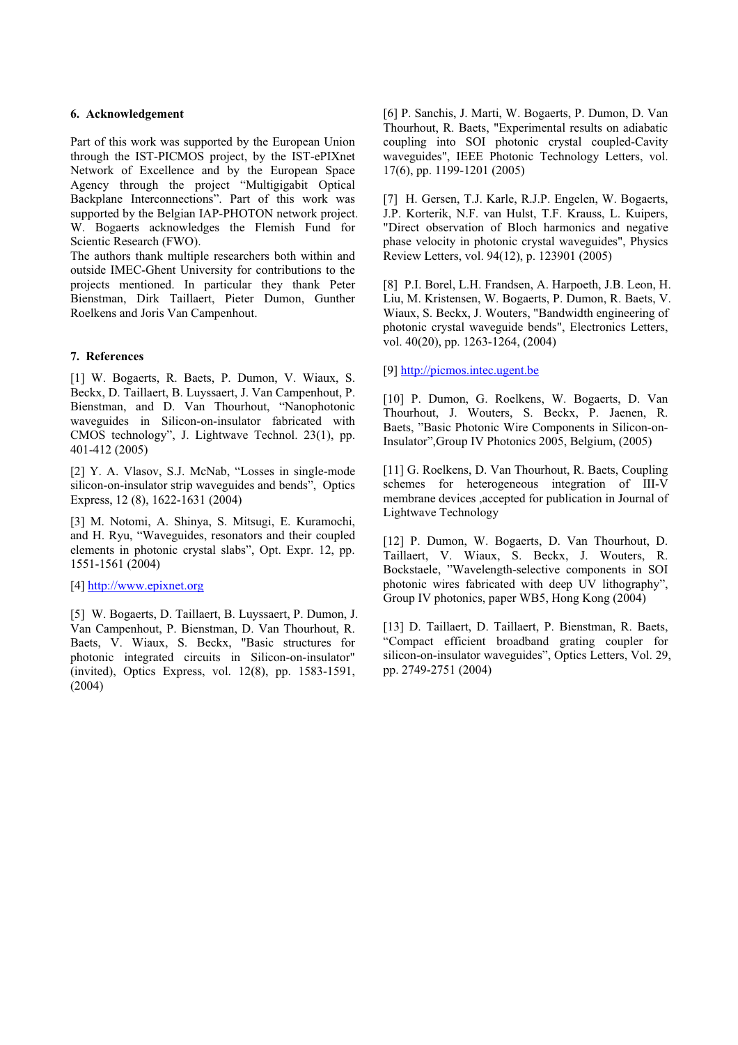## 6. Acknowledgement

Part of this work was supported by the European Union through the IST-PICMOS project, by the IST-ePIXnet Network of Excellence and by the European Space Agency through the project "Multigigabit Optical Backplane Interconnections". Part of this work was supported by the Belgian IAP-PHOTON network project. W. Bogaerts acknowledges the Flemish Fund for Scientic Research (FWO).
The authors thank multiple researchers both within and outside IMEC-Ghent University for contributions to the projects mentioned. In particular they thank Peter Bienstman, Dirk Taillaert, Pieter Dumon, Gunther Roelkens and Joris Van Campenhout.

## 7. References

[1] W. Bogaerts, R. Baets, P. Dumon, V. Wiaux, S. Beckx, D. Taillaert, B. Luyssaert, J. Van Campenhout, P. Bienstman, and D. Van Thourhout, "Nanophotonic waveguides in Silicon-on-insulator fabricated with CMOS technology", J. Lightwave Technol. 23(1), pp. 401-412 (2005)

[2] Y. A. Vlasov, S.J. McNab, "Losses in single-mode silicon-on-insulator strip waveguides and bends", Optics Express, 12 (8), 1622-1631 (2004)

[3] M. Notomi, A. Shinya, S. Mitsugi, E. Kuramochi, and H. Ryu, "Waveguides, resonators and their coupled elements in photonic crystal slabs", Opt. Expr. 12, pp. 1551-1561 (2004)

[4] http://www.epixnet.org

[5] W. Bogaerts, D. Taillaert, B. Luyssaert, P. Dumon, J. Van Campenhout, P. Bienstman, D. Van Thourhout, R. Baets, V. Wiaux, S. Beckx, "Basic structures for photonic integrated circuits in Silicon-on-insulator" (invited), Optics Express, vol. 12(8), pp. 1583-1591, (2004)

[6] P. Sanchis, J. Marti, W. Bogaerts, P. Dumon, D. Van Thourhout, R. Baets, "Experimental results on adiabatic coupling into SOI photonic crystal coupled-Cavity waveguides", IEEE Photonic Technology Letters, vol. 17(6), pp. 1199-1201 (2005)

[7] H. Gersen, T.J. Karle, R.J.P. Engelen, W. Bogaerts, J.P. Korterik, N.F. van Hulst, T.F. Krauss, L. Kuipers, "Direct observation of Bloch harmonics and negative phase velocity in photonic crystal waveguides", Physics Review Letters, vol. 94(12), p. 123901 (2005)

[8] P.I. Borel, L.H. Frandsen, A. Harpoeth, J.B. Leon, H. Liu, M. Kristensen, W. Bogaerts, P. Dumon, R. Baets, V. Wiaux, S. Beckx, J. Wouters, "Bandwidth engineering of photonic crystal waveguide bends", Electronics Letters, vol. 40(20), pp. 1263-1264, (2004)

[9] http://picmos.intec.ugent.be

[10] P. Dumon, G. Roelkens, W. Bogaerts, D. Van Thourhout, J. Wouters, S. Beckx, P. Jaenen, R. Baets, "Basic Photonic Wire Components in Silicon-on-Insulator",Group IV Photonics 2005, Belgium, (2005)

[11] G. Roelkens, D. Van Thourhout, R. Baets, Coupling schemes for heterogeneous integration of III-V membrane devices ,accepted for publication in Journal of Lightwave Technology

[12] P. Dumon, W. Bogaerts, D. Van Thourhout, D. Taillaert, V. Wiaux, S. Beckx, J. Wouters, R. Bockstaele, "Wavelength-selective components in SOI photonic wires fabricated with deep UV lithography", Group IV photonics, paper WB5, Hong Kong (2004)

[13] D. Taillaert, D. Taillaert, P. Bienstman, R. Baets, "Compact efficient broadband grating coupler for silicon-on-insulator waveguides", Optics Letters, Vol. 29, pp. 2749-2751 (2004)